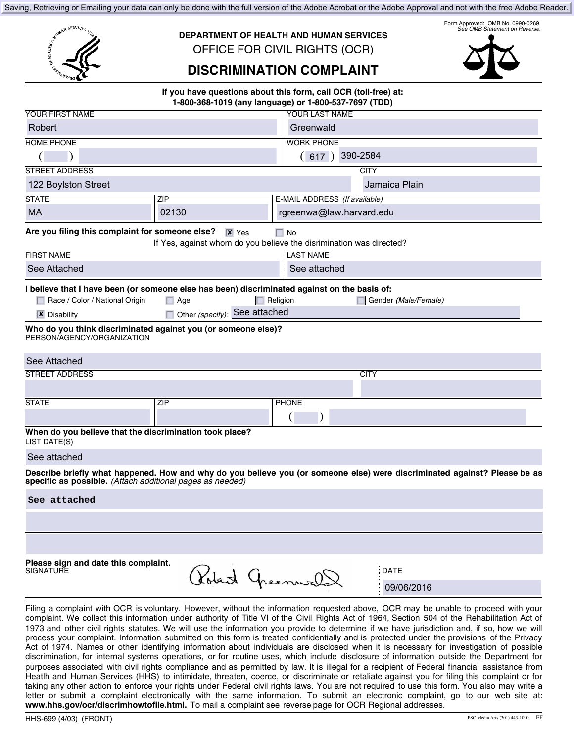Saving, Retrieving or Emailing your data can only be done with the full version of the Adobe Acrobat or the Adobe Approval and not with the free Adobe Reader.

Form Approved: OMB No. 0990-0269.
*See OMB Statement on Reverse.*

**DEPARTMENT OF HEALTH AND HUMAN SERVICES**

OFFICE FOR CIVIL RIGHTS (OCR)

# DISCRIMINATION COMPLAINT

**If you have questions about this form, call OCR (toll-free) at: 1-800-368-1019 (any language) or 1-800-537-7697 (TDD)**

| YOUR FIRST NAME | YOUR LAST NAME |
|---|---|
| Robert | Greenwald |

| HOME PHONE | WORK PHONE |
|---|---|
| ( ) | (617) 390-2584 |

| STREET ADDRESS | CITY |
|---|---|
| 122 Boylston Street | Jamaica Plain |

| STATE | ZIP | E-MAIL ADDRESS *(If available)* |
|---|---|---|
| MA | 02130 | rgreenwa@law.harvard.edu |

**Are you filing this complaint for someone else?** ☒ Yes ☐ No

If Yes, against whom do you believe the disrimination was directed?

| FIRST NAME | LAST NAME |
|---|---|
| See Attached | See attached |

**I believe that I have been (or someone else has been) discriminated against on the basis of:**

☐ Race / Color / National Origin ☐ Age ☐ Religion ☐ Gender *(Male/Female)*

☒ Disability ☐ Other *(specify)*: See attached

**Who do you think discriminated against you (or someone else)?**

PERSON/AGENCY/ORGANIZATION

See Attached

| STREET ADDRESS | CITY |
|---|---|
| | |

| STATE | ZIP | PHONE |
|---|---|---|
| | | ( ) |

**When do you believe that the discrimination took place?**

LIST DATE(S)

See attached

**Describe briefly what happened. How and why do you believe you (or someone else) were discriminated against? Please be as specific as possible.** *(Attach additional pages as needed)*

See attached

**Please sign and date this complaint.**

SIGNATURE: Robert Greenwald

DATE: 09/06/2016

Filing a complaint with OCR is voluntary. However, without the information requested above, OCR may be unable to proceed with your complaint. We collect this information under authority of Title VI of the Civil Rights Act of 1964, Section 504 of the Rehabilitation Act of 1973 and other civil rights statutes. We will use the information you provide to determine if we have jurisdiction and, if so, how we will process your complaint. Information submitted on this form is treated confidentially and is protected under the provisions of the Privacy Act of 1974. Names or other identifying information about individuals are disclosed when it is necessary for investigation of possible discrimination, for internal systems operations, or for routine uses, which include disclosure of information outside the Department for purposes associated with civil rights compliance and as permitted by law. It is illegal for a recipient of Federal financial assistance from Heatlh and Human Services (HHS) to intimidate, threaten, coerce, or discriminate or retaliate against you for filing this complaint or for taking any other action to enforce your rights under Federal civil rights laws. You are not required to use this form. You also may write a letter or submit a complaint electronically with the same information. To submit an electronic complaint, go to our web site at: **www.hhs.gov/ocr/discrimhowtofile.html.** To mail a complaint see reverse page for OCR Regional addresses.

HHS-699 (4/03) (FRONT)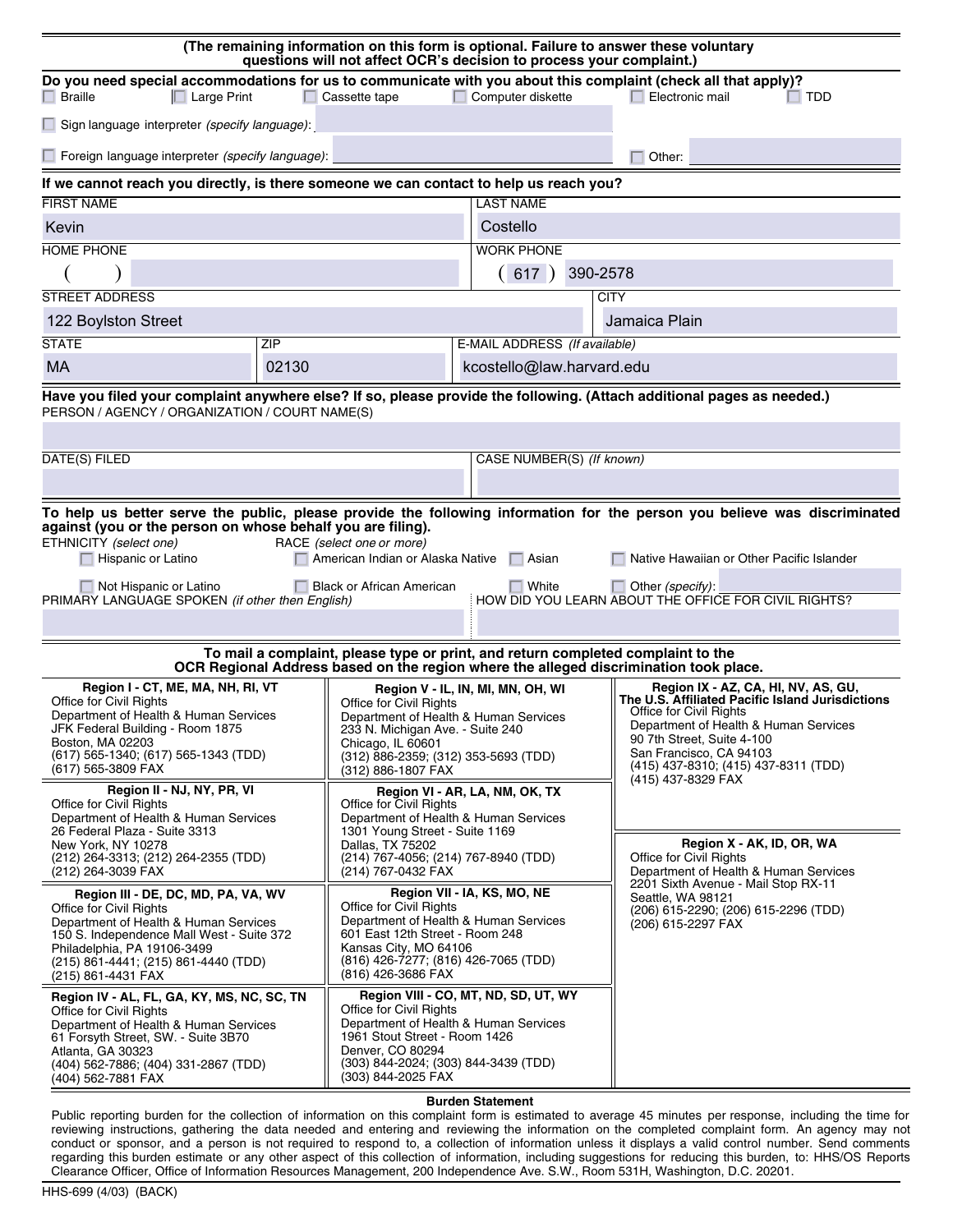**(The remaining information on this form is optional. Failure to answer these voluntary questions will not affect OCR's decision to process your complaint.)**

**Do you need special accommodations for us to communicate with you about this complaint (check all that apply)?**

☐ Braille ☐ Large Print ☐ Cassette tape ☐ Computer diskette ☐ Electronic mail ☐ TDD

☐ Sign language interpreter *(specify language)*:

☐ Foreign language interpreter *(specify language)*: ☐ Other:

**If we cannot reach you directly, is there someone we can contact to help us reach you?**

| FIRST NAME | LAST NAME |
|---|---|
| Kevin | Costello |
| HOME PHONE | WORK PHONE |
| (   ) | (617) 390-2578 |

| STREET ADDRESS | CITY |
|---|---|
| 122 Boylston Street | Jamaica Plain |

| STATE | ZIP | E-MAIL ADDRESS *(If available)* |
|---|---|---|
| MA | 02130 | kcostello@law.harvard.edu |

**Have you filed your complaint anywhere else? If so, please provide the following. (Attach additional pages as needed.)**

PERSON / AGENCY / ORGANIZATION / COURT NAME(S)

| DATE(S) FILED | CASE NUMBER(S) *(If known)* |
|---|---|
| | |

**To help us better serve the public, please provide the following information for the person you believe was discriminated against (you or the person on whose behalf you are filing).**

ETHNICITY *(select one)*

☐ Hispanic or Latino
☐ Not Hispanic or Latino

RACE *(select one or more)*

☐ American Indian or Alaska Native ☐ Asian ☐ Native Hawaiian or Other Pacific Islander
☐ Black or African American ☐ White ☐ Other *(specify)*:

| PRIMARY LANGUAGE SPOKEN *(if other then English)* | HOW DID YOU LEARN ABOUT THE OFFICE FOR CIVIL RIGHTS? |
|---|---|
| | |

**To mail a complaint, please type or print, and return completed complaint to the OCR Regional Address based on the region where the alleged discrimination took place.**

**Region I - CT, ME, MA, NH, RI, VT**
Office for Civil Rights
Department of Health & Human Services
JFK Federal Building - Room 1875
Boston, MA 02203
(617) 565-1340; (617) 565-1343 (TDD)
(617) 565-3809 FAX

**Region II - NJ, NY, PR, VI**
Office for Civil Rights
Department of Health & Human Services
26 Federal Plaza - Suite 3313
New York, NY 10278
(212) 264-3313; (212) 264-2355 (TDD)
(212) 264-3039 FAX

**Region III - DE, DC, MD, PA, VA, WV**
Office for Civil Rights
Department of Health & Human Services
150 S. Independence Mall West - Suite 372
Philadelphia, PA 19106-3499
(215) 861-4441; (215) 861-4440 (TDD)
(215) 861-4431 FAX

**Region IV - AL, FL, GA, KY, MS, NC, SC, TN**
Office for Civil Rights
Department of Health & Human Services
61 Forsyth Street, SW. - Suite 3B70
Atlanta, GA 30323
(404) 562-7886; (404) 331-2867 (TDD)
(404) 562-7881 FAX

**Region V - IL, IN, MI, MN, OH, WI**
Office for Civil Rights
Department of Health & Human Services
233 N. Michigan Ave. - Suite 240
Chicago, IL 60601
(312) 886-2359; (312) 353-5693 (TDD)
(312) 886-1807 FAX

**Region VI - AR, LA, NM, OK, TX**
Office for Civil Rights
Department of Health & Human Services
1301 Young Street - Suite 1169
Dallas, TX 75202
(214) 767-4056; (214) 767-8940 (TDD)
(214) 767-0432 FAX

**Region VII - IA, KS, MO, NE**
Office for Civil Rights
Department of Health & Human Services
601 East 12th Street - Room 248
Kansas City, MO 64106
(816) 426-7277; (816) 426-7065 (TDD)
(816) 426-3686 FAX

**Region VIII - CO, MT, ND, SD, UT, WY**
Office for Civil Rights
Department of Health & Human Services
1961 Stout Street - Room 1426
Denver, CO 80294
(303) 844-2024; (303) 844-3439 (TDD)
(303) 844-2025 FAX

**Region IX - AZ, CA, HI, NV, AS, GU, The U.S. Affiliated Pacific Island Jurisdictions**
Office for Civil Rights
Department of Health & Human Services
90 7th Street, Suite 4-100
San Francisco, CA 94103
(415) 437-8310; (415) 437-8311 (TDD)
(415) 437-8329 FAX

**Region X - AK, ID, OR, WA**
Office for Civil Rights
Department of Health & Human Services
2201 Sixth Avenue - Mail Stop RX-11
Seattle, WA 98121
(206) 615-2290; (206) 615-2296 (TDD)
(206) 615-2297 FAX

**Burden Statement**

Public reporting burden for the collection of information on this complaint form is estimated to average 45 minutes per response, including the time for reviewing instructions, gathering the data needed and entering and reviewing the information on the completed complaint form. An agency may not conduct or sponsor, and a person is not required to respond to, a collection of information unless it displays a valid control number. Send comments regarding this burden estimate or any other aspect of this collection of information, including suggestions for reducing this burden, to: HHS/OS Reports Clearance Officer, Office of Information Resources Management, 200 Independence Ave. S.W., Room 531H, Washington, D.C. 20201.

HHS-699 (4/03) (BACK)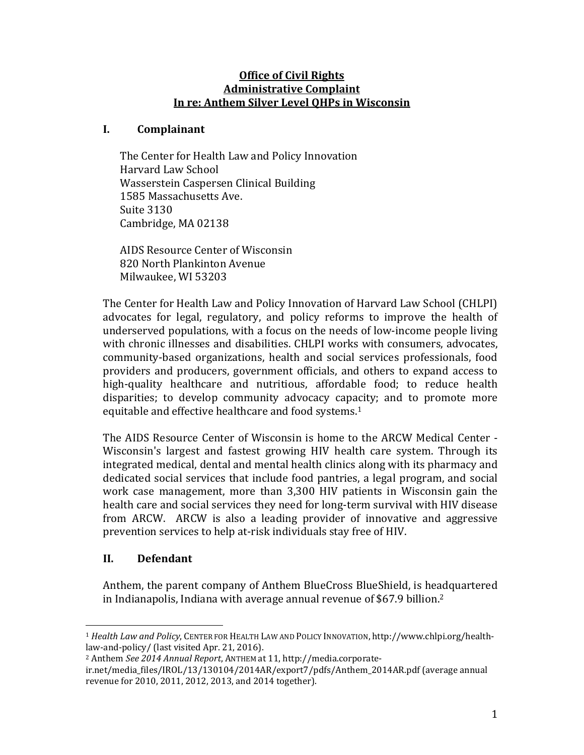**Office of Civil Rights**
**Administrative Complaint**
**In re: Anthem Silver Level QHPs in Wisconsin**

## I. Complainant

The Center for Health Law and Policy Innovation
Harvard Law School
Wasserstein Caspersen Clinical Building
1585 Massachusetts Ave.
Suite 3130
Cambridge, MA 02138

AIDS Resource Center of Wisconsin
820 North Plankinton Avenue
Milwaukee, WI 53203

The Center for Health Law and Policy Innovation of Harvard Law School (CHLPI) advocates for legal, regulatory, and policy reforms to improve the health of underserved populations, with a focus on the needs of low-income people living with chronic illnesses and disabilities. CHLPI works with consumers, advocates, community-based organizations, health and social services professionals, food providers and producers, government officials, and others to expand access to high-quality healthcare and nutritious, affordable food; to reduce health disparities; to develop community advocacy capacity; and to promote more equitable and effective healthcare and food systems.[1]

The AIDS Resource Center of Wisconsin is home to the ARCW Medical Center - Wisconsin's largest and fastest growing HIV health care system. Through its integrated medical, dental and mental health clinics along with its pharmacy and dedicated social services that include food pantries, a legal program, and social work case management, more than 3,300 HIV patients in Wisconsin gain the health care and social services they need for long-term survival with HIV disease from ARCW. ARCW is also a leading provider of innovative and aggressive prevention services to help at-risk individuals stay free of HIV.

## II. Defendant

Anthem, the parent company of Anthem BlueCross BlueShield, is headquartered in Indianapolis, Indiana with average annual revenue of $67.9 billion.[2]

---

[1] *Health Law and Policy*, CENTER FOR HEALTH LAW AND POLICY INNOVATION, http://www.chlpi.org/health-law-and-policy/ (last visited Apr. 21, 2016).

[2] Anthem *See 2014 Annual Report*, ANTHEM at 11, http://media.corporate-ir.net/media_files/IROL/13/130104/2014AR/export7/pdfs/Anthem_2014AR.pdf (average annual revenue for 2010, 2011, 2012, 2013, and 2014 together).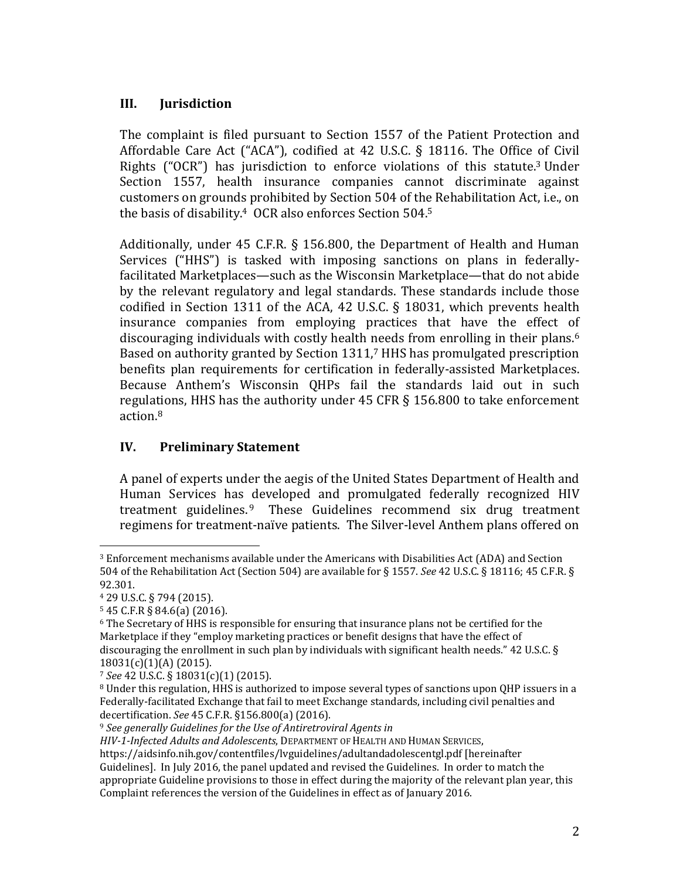## III. Jurisdiction

The complaint is filed pursuant to Section 1557 of the Patient Protection and Affordable Care Act ("ACA"), codified at 42 U.S.C. § 18116. The Office of Civil Rights ("OCR") has jurisdiction to enforce violations of this statute.[3] Under Section 1557, health insurance companies cannot discriminate against customers on grounds prohibited by Section 504 of the Rehabilitation Act, i.e., on the basis of disability.[4] OCR also enforces Section 504.[5]

Additionally, under 45 C.F.R. § 156.800, the Department of Health and Human Services ("HHS") is tasked with imposing sanctions on plans in federally-facilitated Marketplaces—such as the Wisconsin Marketplace—that do not abide by the relevant regulatory and legal standards. These standards include those codified in Section 1311 of the ACA, 42 U.S.C. § 18031, which prevents health insurance companies from employing practices that have the effect of discouraging individuals with costly health needs from enrolling in their plans.[6] Based on authority granted by Section 1311,[7] HHS has promulgated prescription benefits plan requirements for certification in federally-assisted Marketplaces. Because Anthem's Wisconsin QHPs fail the standards laid out in such regulations, HHS has the authority under 45 CFR § 156.800 to take enforcement action.[8]

## IV. Preliminary Statement

A panel of experts under the aegis of the United States Department of Health and Human Services has developed and promulgated federally recognized HIV treatment guidelines.[9] These Guidelines recommend six drug treatment regimens for treatment-naïve patients. The Silver-level Anthem plans offered on

---

[3] Enforcement mechanisms available under the Americans with Disabilities Act (ADA) and Section 504 of the Rehabilitation Act (Section 504) are available for § 1557. *See* 42 U.S.C. § 18116; 45 C.F.R. § 92.301.

[4] 29 U.S.C. § 794 (2015).

[5] 45 C.F.R § 84.6(a) (2016).

[6] The Secretary of HHS is responsible for ensuring that insurance plans not be certified for the Marketplace if they "employ marketing practices or benefit designs that have the effect of discouraging the enrollment in such plan by individuals with significant health needs." 42 U.S.C. § 18031(c)(1)(A) (2015).

[7] *See* 42 U.S.C. § 18031(c)(1) (2015).

[8] Under this regulation, HHS is authorized to impose several types of sanctions upon QHP issuers in a Federally-facilitated Exchange that fail to meet Exchange standards, including civil penalties and decertification. *See* 45 C.F.R. §156.800(a) (2016).

[9] *See generally Guidelines for the Use of Antiretroviral Agents in HIV-1-Infected Adults and Adolescents*, DEPARTMENT OF HEALTH AND HUMAN SERVICES, https://aidsinfo.nih.gov/contentfiles/lvguidelines/adultandadolescentgl.pdf [hereinafter Guidelines]. In July 2016, the panel updated and revised the Guidelines. In order to match the appropriate Guideline provisions to those in effect during the majority of the relevant plan year, this Complaint references the version of the Guidelines in effect as of January 2016.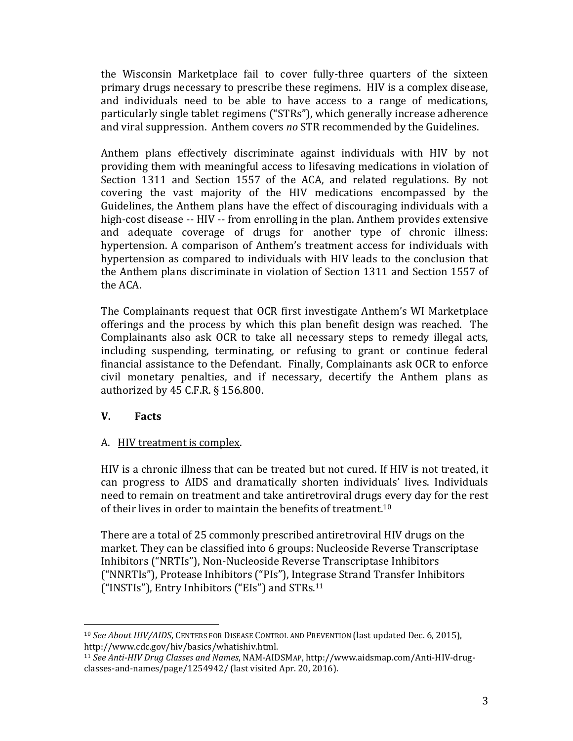the Wisconsin Marketplace fail to cover fully-three quarters of the sixteen primary drugs necessary to prescribe these regimens. HIV is a complex disease, and individuals need to be able to have access to a range of medications, particularly single tablet regimens ("STRs"), which generally increase adherence and viral suppression. Anthem covers *no* STR recommended by the Guidelines.

Anthem plans effectively discriminate against individuals with HIV by not providing them with meaningful access to lifesaving medications in violation of Section 1311 and Section 1557 of the ACA, and related regulations. By not covering the vast majority of the HIV medications encompassed by the Guidelines, the Anthem plans have the effect of discouraging individuals with a high-cost disease -- HIV -- from enrolling in the plan. Anthem provides extensive and adequate coverage of drugs for another type of chronic illness: hypertension. A comparison of Anthem's treatment access for individuals with hypertension as compared to individuals with HIV leads to the conclusion that the Anthem plans discriminate in violation of Section 1311 and Section 1557 of the ACA.

The Complainants request that OCR first investigate Anthem's WI Marketplace offerings and the process by which this plan benefit design was reached. The Complainants also ask OCR to take all necessary steps to remedy illegal acts, including suspending, terminating, or refusing to grant or continue federal financial assistance to the Defendant. Finally, Complainants ask OCR to enforce civil monetary penalties, and if necessary, decertify the Anthem plans as authorized by 45 C.F.R. § 156.800.

## V. Facts

### A. HIV treatment is complex.

HIV is a chronic illness that can be treated but not cured. If HIV is not treated, it can progress to AIDS and dramatically shorten individuals' lives. Individuals need to remain on treatment and take antiretroviral drugs every day for the rest of their lives in order to maintain the benefits of treatment.[10]

There are a total of 25 commonly prescribed antiretroviral HIV drugs on the market. They can be classified into 6 groups: Nucleoside Reverse Transcriptase Inhibitors ("NRTIs"), Non-Nucleoside Reverse Transcriptase Inhibitors ("NNRTIs"), Protease Inhibitors ("PIs"), Integrase Strand Transfer Inhibitors ("INSTIs"), Entry Inhibitors ("EIs") and STRs.[11]

---

[10] *See About HIV/AIDS*, CENTERS FOR DISEASE CONTROL AND PREVENTION (last updated Dec. 6, 2015), http://www.cdc.gov/hiv/basics/whatishiv.html.

[11] *See Anti-HIV Drug Classes and Names*, NAM-AIDSMAP, http://www.aidsmap.com/Anti-HIV-drug-classes-and-names/page/1254942/ (last visited Apr. 20, 2016).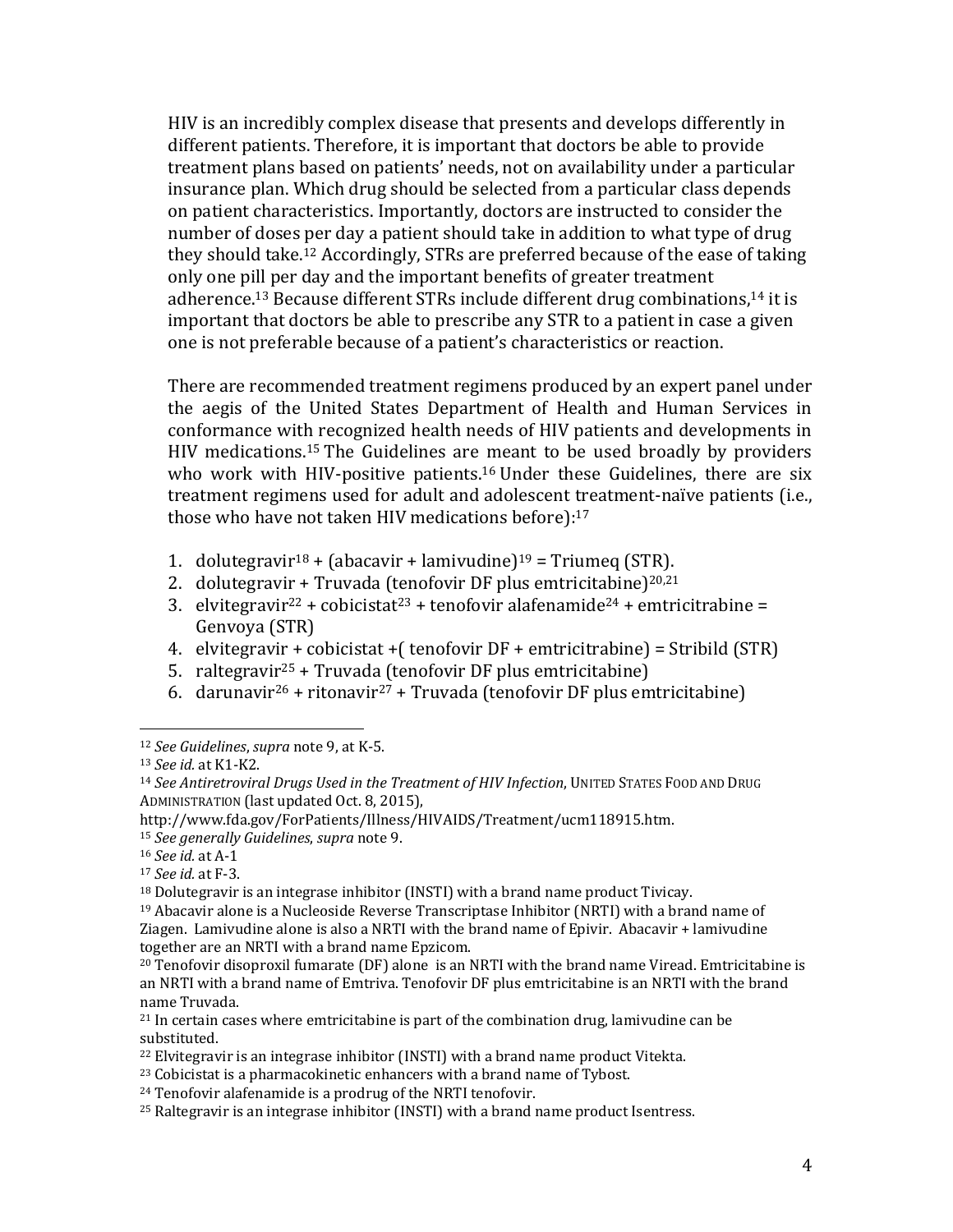HIV is an incredibly complex disease that presents and develops differently in different patients. Therefore, it is important that doctors be able to provide treatment plans based on patients' needs, not on availability under a particular insurance plan. Which drug should be selected from a particular class depends on patient characteristics. Importantly, doctors are instructed to consider the number of doses per day a patient should take in addition to what type of drug they should take.[12] Accordingly, STRs are preferred because of the ease of taking only one pill per day and the important benefits of greater treatment adherence.[13] Because different STRs include different drug combinations,[14] it is important that doctors be able to prescribe any STR to a patient in case a given one is not preferable because of a patient's characteristics or reaction.

There are recommended treatment regimens produced by an expert panel under the aegis of the United States Department of Health and Human Services in conformance with recognized health needs of HIV patients and developments in HIV medications.[15] The Guidelines are meant to be used broadly by providers who work with HIV-positive patients.[16] Under these Guidelines, there are six treatment regimens used for adult and adolescent treatment-naïve patients (i.e., those who have not taken HIV medications before):[17]

1. dolutegravir[18] + (abacavir + lamivudine)[19] = Triumeq (STR).
2. dolutegravir + Truvada (tenofovir DF plus emtricitabine)[20,21]
3. elvitegravir[22] + cobicistat[23] + tenofovir alafenamide[24] + emtricitrabine = Genvoya (STR)
4. elvitegravir + cobicistat +( tenofovir DF + emtricitrabine) = Stribild (STR)
5. raltegravir[25] + Truvada (tenofovir DF plus emtricitabine)
6. darunavir[26] + ritonavir[27] + Truvada (tenofovir DF plus emtricitabine)

---

[12] *See Guidelines*, *supra* note 9, at K-5.

[13] *See id.* at K1-K2.

[14] *See Antiretroviral Drugs Used in the Treatment of HIV Infection*, UNITED STATES FOOD AND DRUG ADMINISTRATION (last updated Oct. 8, 2015), http://www.fda.gov/ForPatients/Illness/HIVAIDS/Treatment/ucm118915.htm.

[15] *See generally Guidelines*, *supra* note 9.

[16] *See id.* at A-1

[17] *See id.* at F-3.

[18] Dolutegravir is an integrase inhibitor (INSTI) with a brand name product Tivicay.

[19] Abacavir alone is a Nucleoside Reverse Transcriptase Inhibitor (NRTI) with a brand name of Ziagen. Lamivudine alone is also a NRTI with the brand name of Epivir. Abacavir + lamivudine together are an NRTI with a brand name Epzicom.

[20] Tenofovir disoproxil fumarate (DF) alone is an NRTI with the brand name Viread. Emtricitabine is an NRTI with a brand name of Emtriva. Tenofovir DF plus emtricitabine is an NRTI with the brand name Truvada.

[21] In certain cases where emtricitabine is part of the combination drug, lamivudine can be substituted.

[22] Elvitegravir is an integrase inhibitor (INSTI) with a brand name product Vitekta.

[23] Cobicistat is a pharmacokinetic enhancers with a brand name of Tybost.

[24] Tenofovir alafenamide is a prodrug of the NRTI tenofovir.

[25] Raltegravir is an integrase inhibitor (INSTI) with a brand name product Isentress.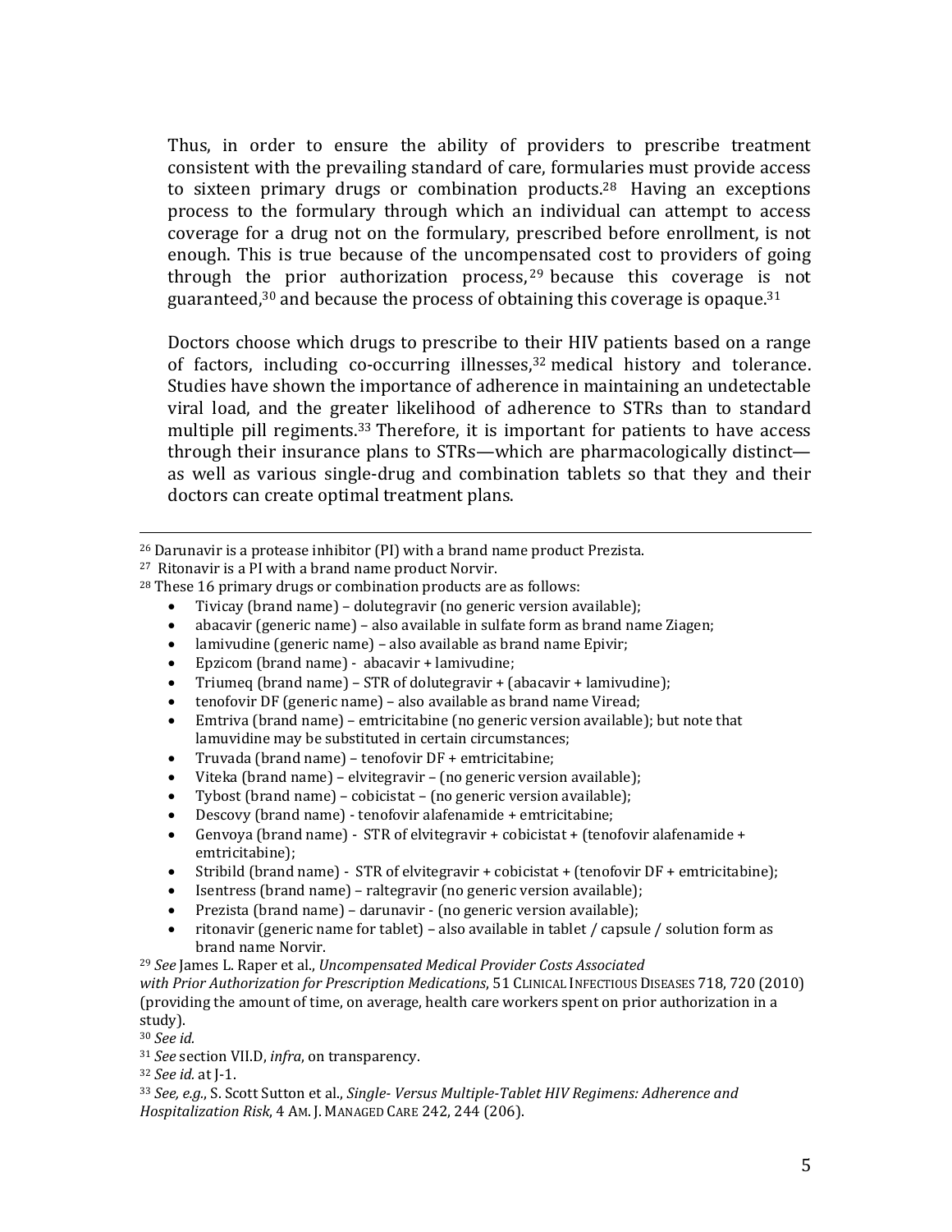Thus, in order to ensure the ability of providers to prescribe treatment consistent with the prevailing standard of care, formularies must provide access to sixteen primary drugs or combination products.[28] Having an exceptions process to the formulary through which an individual can attempt to access coverage for a drug not on the formulary, prescribed before enrollment, is not enough. This is true because of the uncompensated cost to providers of going through the prior authorization process,[29] because this coverage is not guaranteed,[30] and because the process of obtaining this coverage is opaque.[31]

Doctors choose which drugs to prescribe to their HIV patients based on a range of factors, including co-occurring illnesses,[32] medical history and tolerance. Studies have shown the importance of adherence in maintaining an undetectable viral load, and the greater likelihood of adherence to STRs than to standard multiple pill regiments.[33] Therefore, it is important for patients to have access through their insurance plans to STRs—which are pharmacologically distinct—as well as various single-drug and combination tablets so that they and their doctors can create optimal treatment plans.

---

[26] Darunavir is a protease inhibitor (PI) with a brand name product Prezista.

[27] Ritonavir is a PI with a brand name product Norvir.

[28] These 16 primary drugs or combination products are as follows:

- Tivicay (brand name) – dolutegravir (no generic version available);
- abacavir (generic name) – also available in sulfate form as brand name Ziagen;
- lamivudine (generic name) – also available as brand name Epivir;
- Epzicom (brand name) - abacavir + lamivudine;
- Triumeq (brand name) – STR of dolutegravir + (abacavir + lamivudine);
- tenofovir DF (generic name) – also available as brand name Viread;
- Emtriva (brand name) – emtricitabine (no generic version available); but note that lamuvidine may be substituted in certain circumstances;
- Truvada (brand name) – tenofovir DF + emtricitabine;
- Viteka (brand name) – elvitegravir – (no generic version available);
- Tybost (brand name) – cobicistat – (no generic version available);
- Descovy (brand name) - tenofovir alafenamide + emtricitabine;
- Genvoya (brand name) - STR of elvitegravir + cobicistat + (tenofovir alafenamide + emtricitabine);
- Stribild (brand name) - STR of elvitegravir + cobicistat + (tenofovir DF + emtricitabine);
- Isentress (brand name) – raltegravir (no generic version available);
- Prezista (brand name) – darunavir - (no generic version available);
- ritonavir (generic name for tablet) – also available in tablet / capsule / solution form as brand name Norvir.

[29] *See* James L. Raper et al., *Uncompensated Medical Provider Costs Associated with Prior Authorization for Prescription Medications*, 51 CLINICAL INFECTIOUS DISEASES 718, 720 (2010) (providing the amount of time, on average, health care workers spent on prior authorization in a study).

[30] *See id.*

[31] *See* section VII.D, *infra*, on transparency.

[32] *See id.* at J-1.

[33] *See, e.g.*, S. Scott Sutton et al., *Single- Versus Multiple-Tablet HIV Regimens: Adherence and Hospitalization Risk*, 4 AM. J. MANAGED CARE 242, 244 (206).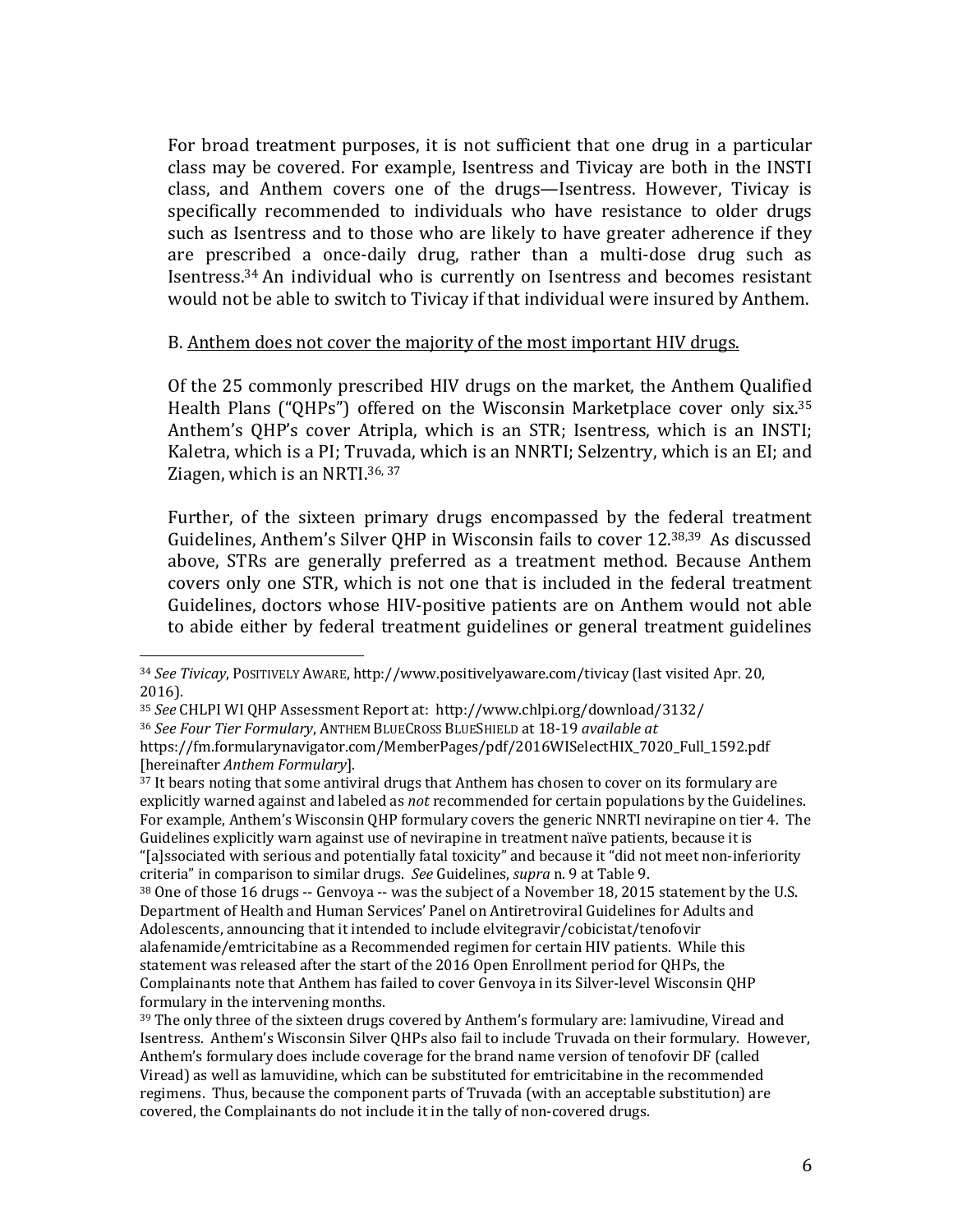For broad treatment purposes, it is not sufficient that one drug in a particular class may be covered. For example, Isentress and Tivicay are both in the INSTI class, and Anthem covers one of the drugs—Isentress. However, Tivicay is specifically recommended to individuals who have resistance to older drugs such as Isentress and to those who are likely to have greater adherence if they are prescribed a once-daily drug, rather than a multi-dose drug such as Isentress.[34] An individual who is currently on Isentress and becomes resistant would not be able to switch to Tivicay if that individual were insured by Anthem.

B. <u>Anthem does not cover the majority of the most important HIV drugs.</u>

Of the 25 commonly prescribed HIV drugs on the market, the Anthem Qualified Health Plans ("QHPs") offered on the Wisconsin Marketplace cover only six.[35] Anthem's QHP's cover Atripla, which is an STR; Isentress, which is an INSTI; Kaletra, which is a PI; Truvada, which is an NNRTI; Selzentry, which is an EI; and Ziagen, which is an NRTI.[36, 37]

Further, of the sixteen primary drugs encompassed by the federal treatment Guidelines, Anthem's Silver QHP in Wisconsin fails to cover 12.[38,39] As discussed above, STRs are generally preferred as a treatment method. Because Anthem covers only one STR, which is not one that is included in the federal treatment Guidelines, doctors whose HIV-positive patients are on Anthem would not able to abide either by federal treatment guidelines or general treatment guidelines

---

[34] *See Tivicay*, POSITIVELY AWARE, http://www.positivelyaware.com/tivicay (last visited Apr. 20, 2016).

[35] *See* CHLPI WI QHP Assessment Report at: http://www.chlpi.org/download/3132/

[36] *See Four Tier Formulary*, ANTHEM BLUECROSS BLUESHIELD at 18-19 *available at* https://fm.formularynavigator.com/MemberPages/pdf/2016WISelectHIX_7020_Full_1592.pdf [hereinafter *Anthem Formulary*].

[37] It bears noting that some antiviral drugs that Anthem has chosen to cover on its formulary are explicitly warned against and labeled as *not* recommended for certain populations by the Guidelines. For example, Anthem's Wisconsin QHP formulary covers the generic NNRTI nevirapine on tier 4. The Guidelines explicitly warn against use of nevirapine in treatment naïve patients, because it is "[a]ssociated with serious and potentially fatal toxicity" and because it "did not meet non-inferiority criteria" in comparison to similar drugs. *See* Guidelines, *supra* n. 9 at Table 9.

[38] One of those 16 drugs -- Genvoya -- was the subject of a November 18, 2015 statement by the U.S. Department of Health and Human Services' Panel on Antiretroviral Guidelines for Adults and Adolescents, announcing that it intended to include elvitegravir/cobicistat/tenofovir alafenamide/emtricitabine as a Recommended regimen for certain HIV patients. While this statement was released after the start of the 2016 Open Enrollment period for QHPs, the Complainants note that Anthem has failed to cover Genvoya in its Silver-level Wisconsin QHP formulary in the intervening months.

[39] The only three of the sixteen drugs covered by Anthem's formulary are: lamivudine, Viread and Isentress. Anthem's Wisconsin Silver QHPs also fail to include Truvada on their formulary. However, Anthem's formulary does include coverage for the brand name version of tenofovir DF (called Viread) as well as lamuvidine, which can be substituted for emtricitabine in the recommended regimens. Thus, because the component parts of Truvada (with an acceptable substitution) are covered, the Complainants do not include it in the tally of non-covered drugs.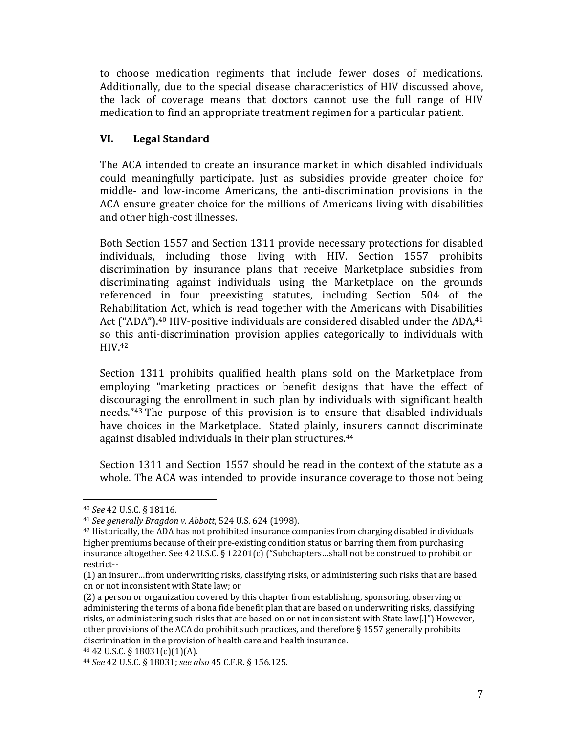to choose medication regiments that include fewer doses of medications. Additionally, due to the special disease characteristics of HIV discussed above, the lack of coverage means that doctors cannot use the full range of HIV medication to find an appropriate treatment regimen for a particular patient.

## VI. Legal Standard

The ACA intended to create an insurance market in which disabled individuals could meaningfully participate. Just as subsidies provide greater choice for middle- and low-income Americans, the anti-discrimination provisions in the ACA ensure greater choice for the millions of Americans living with disabilities and other high-cost illnesses.

Both Section 1557 and Section 1311 provide necessary protections for disabled individuals, including those living with HIV. Section 1557 prohibits discrimination by insurance plans that receive Marketplace subsidies from discriminating against individuals using the Marketplace on the grounds referenced in four preexisting statutes, including Section 504 of the Rehabilitation Act, which is read together with the Americans with Disabilities Act ("ADA").[40] HIV-positive individuals are considered disabled under the ADA,[41] so this anti-discrimination provision applies categorically to individuals with HIV.[42]

Section 1311 prohibits qualified health plans sold on the Marketplace from employing "marketing practices or benefit designs that have the effect of discouraging the enrollment in such plan by individuals with significant health needs."[43] The purpose of this provision is to ensure that disabled individuals have choices in the Marketplace. Stated plainly, insurers cannot discriminate against disabled individuals in their plan structures.[44]

Section 1311 and Section 1557 should be read in the context of the statute as a whole. The ACA was intended to provide insurance coverage to those not being

---

[40] *See* 42 U.S.C. § 18116.

[41] *See generally Bragdon v. Abbott*, 524 U.S. 624 (1998).

[42] Historically, the ADA has not prohibited insurance companies from charging disabled individuals higher premiums because of their pre-existing condition status or barring them from purchasing insurance altogether. See 42 U.S.C. § 12201(c) ("Subchapters…shall not be construed to prohibit or restrict--

(1) an insurer…from underwriting risks, classifying risks, or administering such risks that are based on or not inconsistent with State law; or

(2) a person or organization covered by this chapter from establishing, sponsoring, observing or administering the terms of a bona fide benefit plan that are based on underwriting risks, classifying risks, or administering such risks that are based on or not inconsistent with State law[.]") However, other provisions of the ACA do prohibit such practices, and therefore § 1557 generally prohibits discrimination in the provision of health care and health insurance.

[43] 42 U.S.C. § 18031(c)(1)(A).

[44] *See* 42 U.S.C. § 18031; *see also* 45 C.F.R. § 156.125.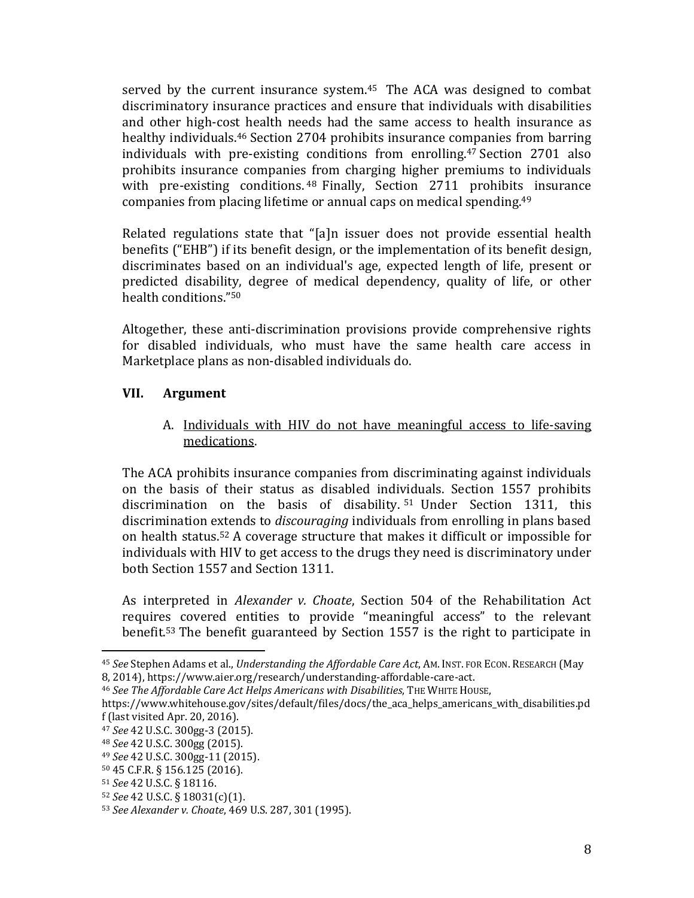served by the current insurance system.[45] The ACA was designed to combat discriminatory insurance practices and ensure that individuals with disabilities and other high-cost health needs had the same access to health insurance as healthy individuals.[46] Section 2704 prohibits insurance companies from barring individuals with pre-existing conditions from enrolling.[47] Section 2701 also prohibits insurance companies from charging higher premiums to individuals with pre-existing conditions.[48] Finally, Section 2711 prohibits insurance companies from placing lifetime or annual caps on medical spending.[49]

Related regulations state that "[a]n issuer does not provide essential health benefits ("EHB") if its benefit design, or the implementation of its benefit design, discriminates based on an individual's age, expected length of life, present or predicted disability, degree of medical dependency, quality of life, or other health conditions."[50]

Altogether, these anti-discrimination provisions provide comprehensive rights for disabled individuals, who must have the same health care access in Marketplace plans as non-disabled individuals do.

## VII. Argument

### A. Individuals with HIV do not have meaningful access to life-saving medications.

The ACA prohibits insurance companies from discriminating against individuals on the basis of their status as disabled individuals. Section 1557 prohibits discrimination on the basis of disability.[51] Under Section 1311, this discrimination extends to *discouraging* individuals from enrolling in plans based on health status.[52] A coverage structure that makes it difficult or impossible for individuals with HIV to get access to the drugs they need is discriminatory under both Section 1557 and Section 1311.

As interpreted in *Alexander v. Choate*, Section 504 of the Rehabilitation Act requires covered entities to provide "meaningful access" to the relevant benefit.[53] The benefit guaranteed by Section 1557 is the right to participate in

---

[45] *See* Stephen Adams et al., *Understanding the Affordable Care Act*, AM. INST. FOR ECON. RESEARCH (May 8, 2014), https://www.aier.org/research/understanding-affordable-care-act.

[46] *See The Affordable Care Act Helps Americans with Disabilities*, THE WHITE HOUSE, https://www.whitehouse.gov/sites/default/files/docs/the_aca_helps_americans_with_disabilities.pdf (last visited Apr. 20, 2016).

[47] *See* 42 U.S.C. 300gg-3 (2015).

[48] *See* 42 U.S.C. 300gg (2015).

[49] *See* 42 U.S.C. 300gg-11 (2015).

[50] 45 C.F.R. § 156.125 (2016).

[51] *See* 42 U.S.C. § 18116.

[52] *See* 42 U.S.C. § 18031(c)(1).

[53] *See Alexander v. Choate*, 469 U.S. 287, 301 (1995).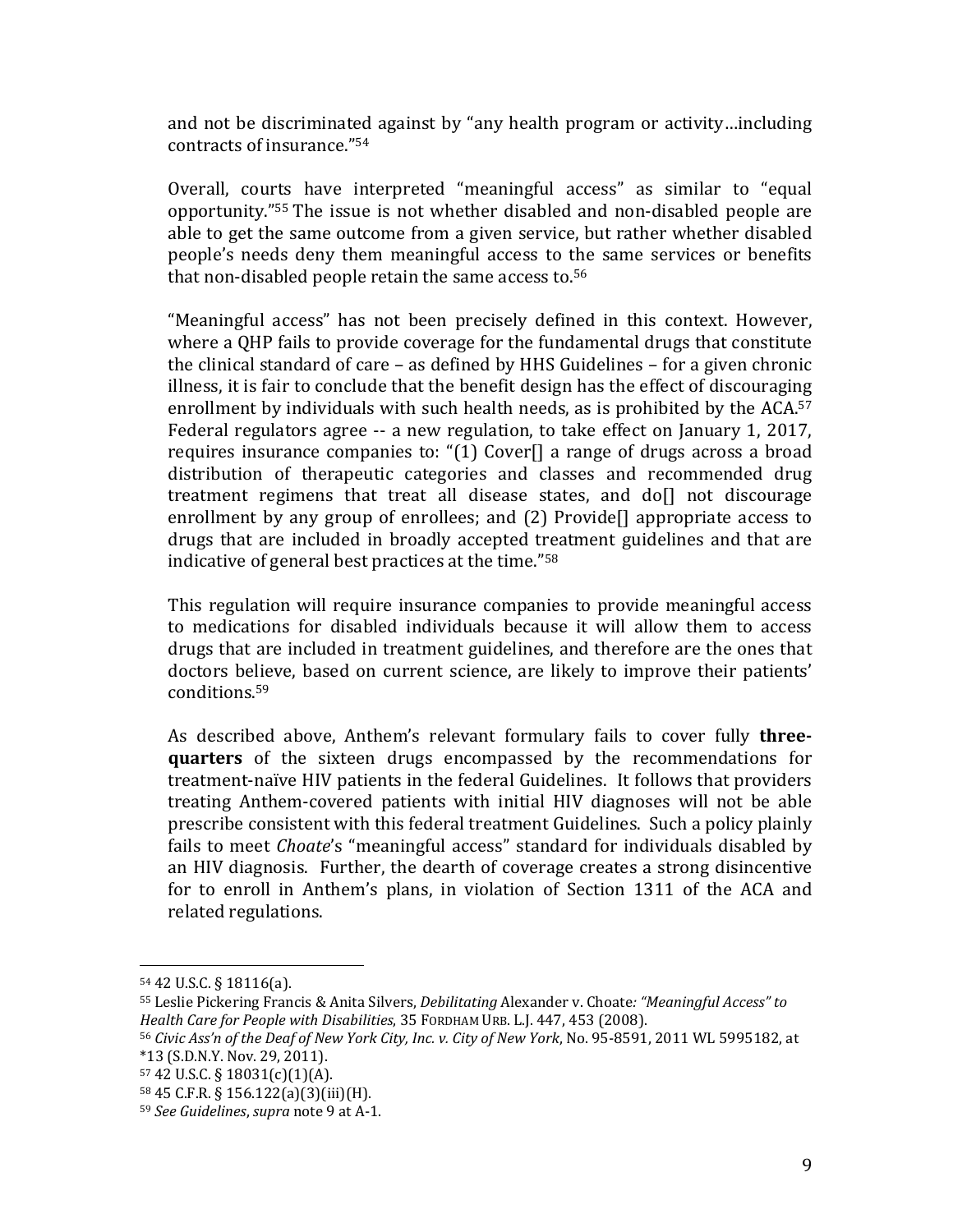and not be discriminated against by "any health program or activity…including contracts of insurance."[54]

Overall, courts have interpreted "meaningful access" as similar to "equal opportunity."[55] The issue is not whether disabled and non-disabled people are able to get the same outcome from a given service, but rather whether disabled people's needs deny them meaningful access to the same services or benefits that non-disabled people retain the same access to.[56]

"Meaningful access" has not been precisely defined in this context. However, where a QHP fails to provide coverage for the fundamental drugs that constitute the clinical standard of care – as defined by HHS Guidelines – for a given chronic illness, it is fair to conclude that the benefit design has the effect of discouraging enrollment by individuals with such health needs, as is prohibited by the ACA.[57] Federal regulators agree -- a new regulation, to take effect on January 1, 2017, requires insurance companies to: "(1) Cover[] a range of drugs across a broad distribution of therapeutic categories and classes and recommended drug treatment regimens that treat all disease states, and do[] not discourage enrollment by any group of enrollees; and (2) Provide[] appropriate access to drugs that are included in broadly accepted treatment guidelines and that are indicative of general best practices at the time."[58]

This regulation will require insurance companies to provide meaningful access to medications for disabled individuals because it will allow them to access drugs that are included in treatment guidelines, and therefore are the ones that doctors believe, based on current science, are likely to improve their patients' conditions.[59]

As described above, Anthem's relevant formulary fails to cover fully **three-quarters** of the sixteen drugs encompassed by the recommendations for treatment-naïve HIV patients in the federal Guidelines. It follows that providers treating Anthem-covered patients with initial HIV diagnoses will not be able prescribe consistent with this federal treatment Guidelines. Such a policy plainly fails to meet *Choate*'s "meaningful access" standard for individuals disabled by an HIV diagnosis. Further, the dearth of coverage creates a strong disincentive for to enroll in Anthem's plans, in violation of Section 1311 of the ACA and related regulations.

---

[54] 42 U.S.C. § 18116(a).

[55] Leslie Pickering Francis & Anita Silvers, *Debilitating* Alexander v. Choate*: "Meaningful Access" to Health Care for People with Disabilities*, 35 FORDHAM URB. L.J. 447, 453 (2008).

[56] *Civic Ass'n of the Deaf of New York City, Inc. v. City of New York*, No. 95-8591, 2011 WL 5995182, at *13 (S.D.N.Y. Nov. 29, 2011).

[57] 42 U.S.C. § 18031(c)(1)(A).

[58] 45 C.F.R. § 156.122(a)(3)(iii)(H).

[59] *See Guidelines*, *supra* note 9 at A-1.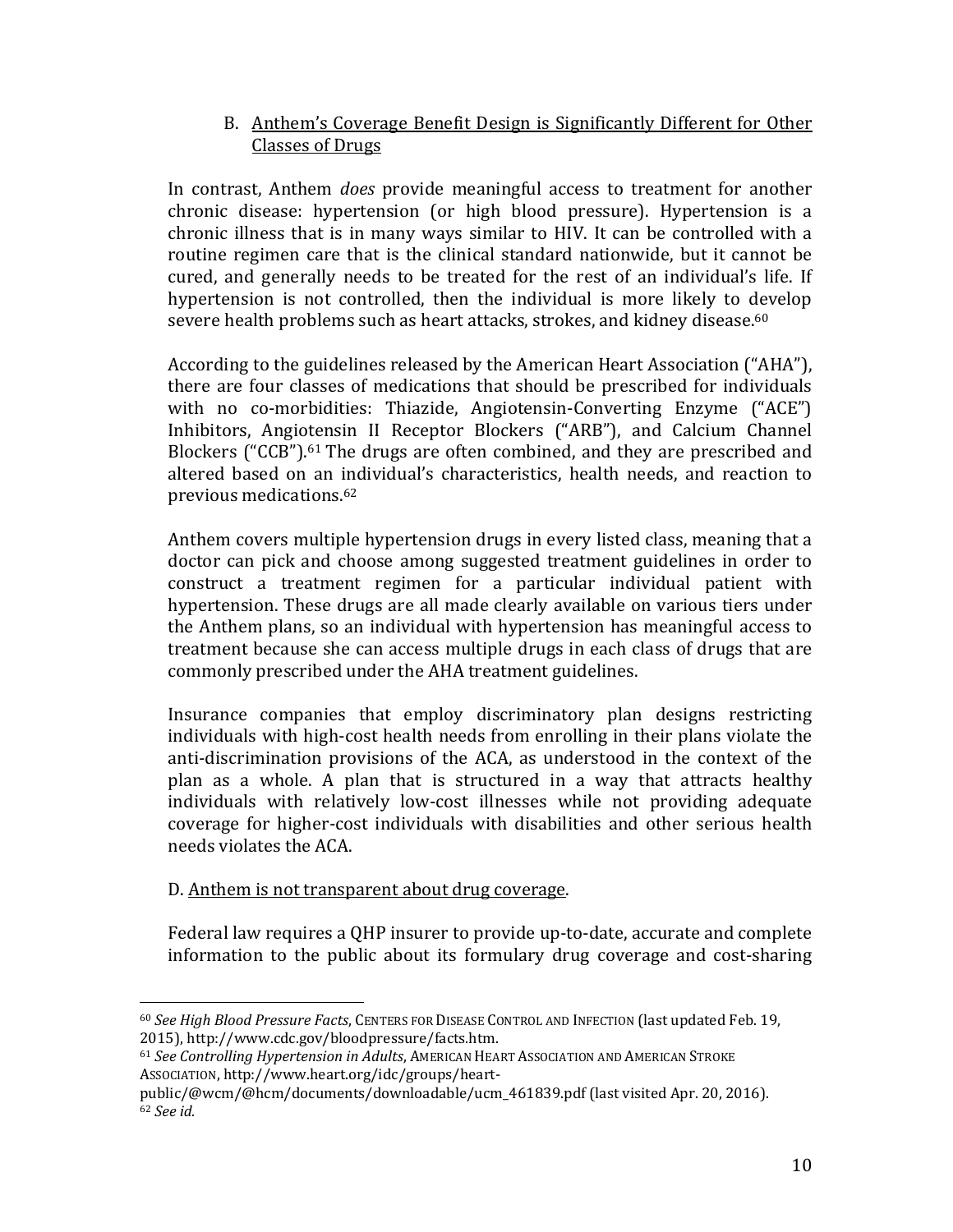B. <u>Anthem's Coverage Benefit Design is Significantly Different for Other Classes of Drugs</u>

In contrast, Anthem *does* provide meaningful access to treatment for another chronic disease: hypertension (or high blood pressure). Hypertension is a chronic illness that is in many ways similar to HIV. It can be controlled with a routine regimen care that is the clinical standard nationwide, but it cannot be cured, and generally needs to be treated for the rest of an individual's life. If hypertension is not controlled, then the individual is more likely to develop severe health problems such as heart attacks, strokes, and kidney disease.[60]

According to the guidelines released by the American Heart Association ("AHA"), there are four classes of medications that should be prescribed for individuals with no co-morbidities: Thiazide, Angiotensin-Converting Enzyme ("ACE") Inhibitors, Angiotensin II Receptor Blockers ("ARB"), and Calcium Channel Blockers ("CCB").[61] The drugs are often combined, and they are prescribed and altered based on an individual's characteristics, health needs, and reaction to previous medications.[62]

Anthem covers multiple hypertension drugs in every listed class, meaning that a doctor can pick and choose among suggested treatment guidelines in order to construct a treatment regimen for a particular individual patient with hypertension. These drugs are all made clearly available on various tiers under the Anthem plans, so an individual with hypertension has meaningful access to treatment because she can access multiple drugs in each class of drugs that are commonly prescribed under the AHA treatment guidelines.

Insurance companies that employ discriminatory plan designs restricting individuals with high-cost health needs from enrolling in their plans violate the anti-discrimination provisions of the ACA, as understood in the context of the plan as a whole. A plan that is structured in a way that attracts healthy individuals with relatively low-cost illnesses while not providing adequate coverage for higher-cost individuals with disabilities and other serious health needs violates the ACA.

D. <u>Anthem is not transparent about drug coverage</u>.

Federal law requires a QHP insurer to provide up-to-date, accurate and complete information to the public about its formulary drug coverage and cost-sharing

---

[60] *See High Blood Pressure Facts*, CENTERS FOR DISEASE CONTROL AND INFECTION (last updated Feb. 19, 2015), http://www.cdc.gov/bloodpressure/facts.htm.

[61] *See Controlling Hypertension in Adults*, AMERICAN HEART ASSOCIATION AND AMERICAN STROKE ASSOCIATION, http://www.heart.org/idc/groups/heart-public/@wcm/@hcm/documents/downloadable/ucm_461839.pdf (last visited Apr. 20, 2016).

[62] *See id.*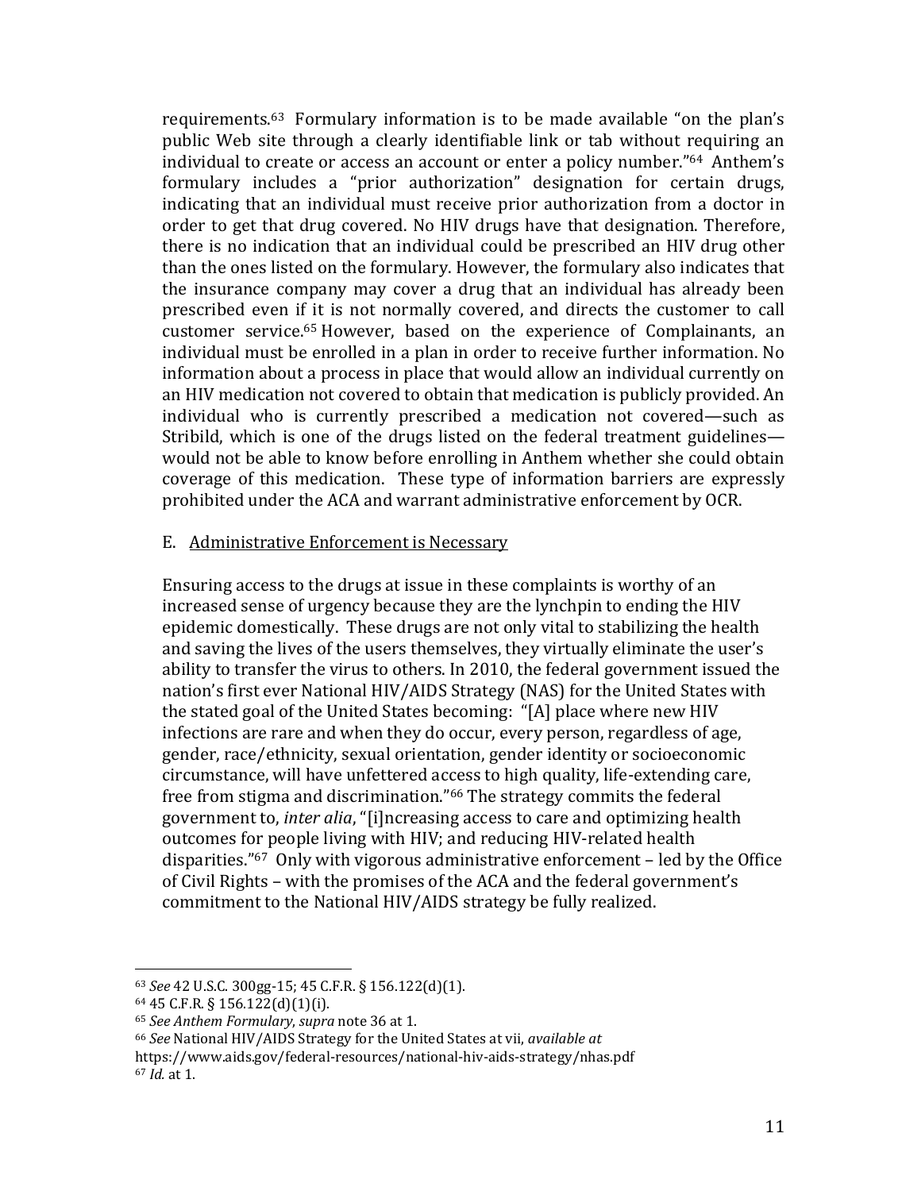requirements.[63] Formulary information is to be made available "on the plan's public Web site through a clearly identifiable link or tab without requiring an individual to create or access an account or enter a policy number."[64] Anthem's formulary includes a "prior authorization" designation for certain drugs, indicating that an individual must receive prior authorization from a doctor in order to get that drug covered. No HIV drugs have that designation. Therefore, there is no indication that an individual could be prescribed an HIV drug other than the ones listed on the formulary. However, the formulary also indicates that the insurance company may cover a drug that an individual has already been prescribed even if it is not normally covered, and directs the customer to call customer service.[65] However, based on the experience of Complainants, an individual must be enrolled in a plan in order to receive further information. No information about a process in place that would allow an individual currently on an HIV medication not covered to obtain that medication is publicly provided. An individual who is currently prescribed a medication not covered—such as Stribild, which is one of the drugs listed on the federal treatment guidelines—would not be able to know before enrolling in Anthem whether she could obtain coverage of this medication. These type of information barriers are expressly prohibited under the ACA and warrant administrative enforcement by OCR.

E. <u>Administrative Enforcement is Necessary</u>

Ensuring access to the drugs at issue in these complaints is worthy of an increased sense of urgency because they are the lynchpin to ending the HIV epidemic domestically. These drugs are not only vital to stabilizing the health and saving the lives of the users themselves, they virtually eliminate the user's ability to transfer the virus to others. In 2010, the federal government issued the nation's first ever National HIV/AIDS Strategy (NAS) for the United States with the stated goal of the United States becoming: "[A] place where new HIV infections are rare and when they do occur, every person, regardless of age, gender, race/ethnicity, sexual orientation, gender identity or socioeconomic circumstance, will have unfettered access to high quality, life-extending care, free from stigma and discrimination."[66] The strategy commits the federal government to, *inter alia*, "[i]ncreasing access to care and optimizing health outcomes for people living with HIV; and reducing HIV-related health disparities."[67] Only with vigorous administrative enforcement – led by the Office of Civil Rights – with the promises of the ACA and the federal government's commitment to the National HIV/AIDS strategy be fully realized.

---

[63] *See* 42 U.S.C. 300gg-15; 45 C.F.R. § 156.122(d)(1).

[64] 45 C.F.R. § 156.122(d)(1)(i).

[65] *See Anthem Formulary*, *supra* note 36 at 1.

[66] *See* National HIV/AIDS Strategy for the United States at vii, *available at* https://www.aids.gov/federal-resources/national-hiv-aids-strategy/nhas.pdf

[67] *Id.* at 1.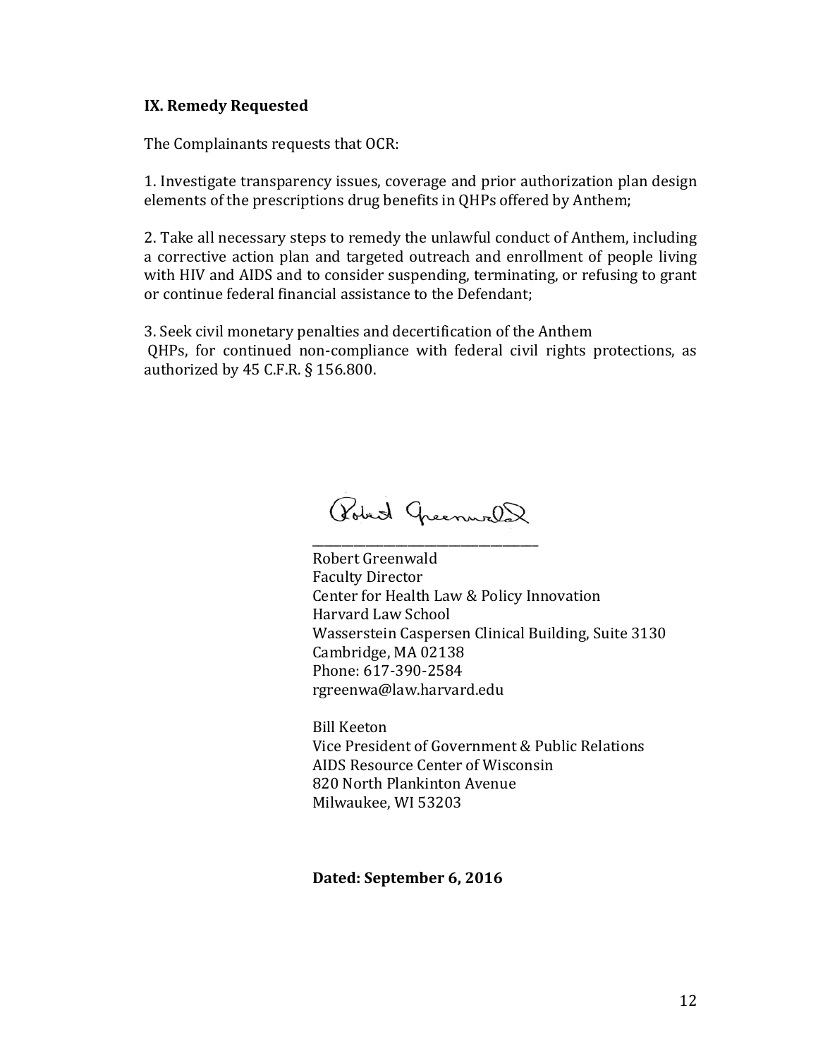### IX. Remedy Requested

The Complainants requests that OCR:

1. Investigate transparency issues, coverage and prior authorization plan design elements of the prescriptions drug benefits in QHPs offered by Anthem;

2. Take all necessary steps to remedy the unlawful conduct of Anthem, including a corrective action plan and targeted outreach and enrollment of people living with HIV and AIDS and to consider suspending, terminating, or refusing to grant or continue federal financial assistance to the Defendant;

3. Seek civil monetary penalties and decertification of the Anthem QHPs, for continued non-compliance with federal civil rights protections, as authorized by 45 C.F.R. § 156.800.

Robert Greenwald
Faculty Director
Center for Health Law & Policy Innovation
Harvard Law School
Wasserstein Caspersen Clinical Building, Suite 3130
Cambridge, MA 02138
Phone: 617-390-2584
rgreenwa@law.harvard.edu

Bill Keeton
Vice President of Government & Public Relations
AIDS Resource Center of Wisconsin
820 North Plankinton Avenue
Milwaukee, WI 53203

**Dated: September 6, 2016**